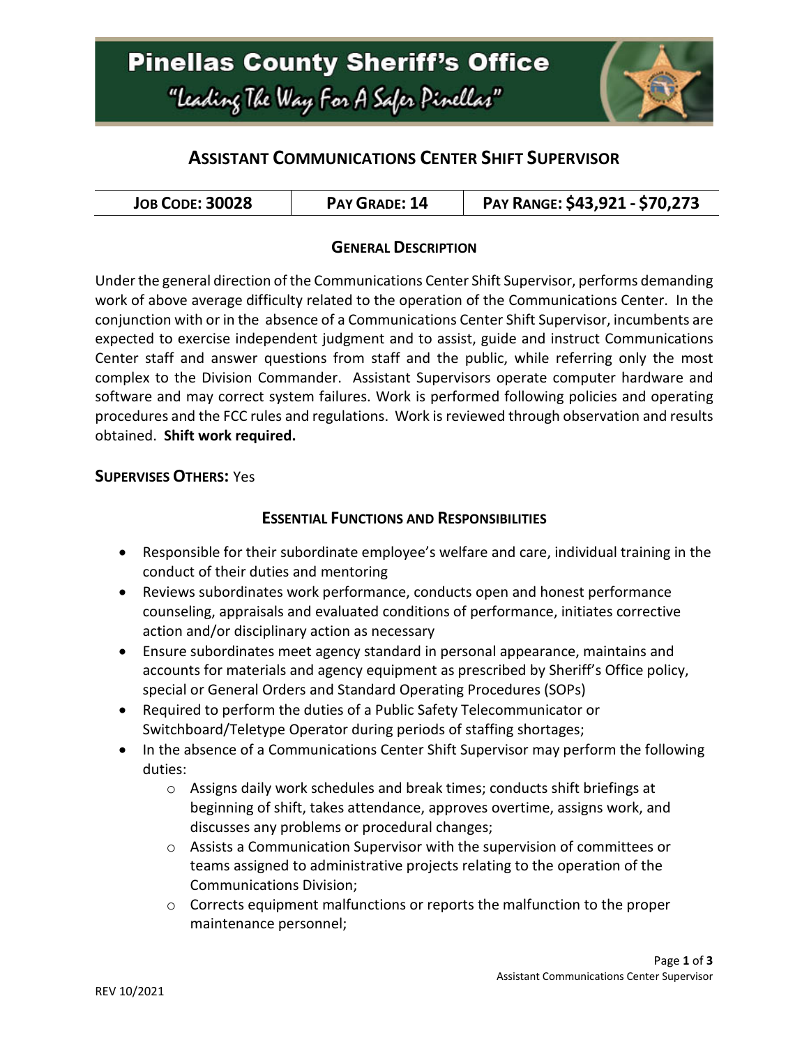Pinellas County Sheriff's Office

"Leading The Way For A Safer Pinellas"

# ASSISTANT COMMUNICATIONS CENTER SHIFT SUPERVISOR

| JOB CODE: 30028 | PAY GRADE: 14 | PAY RANGE: $43,921 - $70,273 |
|---|---|---|

## GENERAL DESCRIPTION

Under the general direction of the Communications Center Shift Supervisor, performs demanding work of above average difficulty related to the operation of the Communications Center. In the conjunction with or in the absence of a Communications Center Shift Supervisor, incumbents are expected to exercise independent judgment and to assist, guide and instruct Communications Center staff and answer questions from staff and the public, while referring only the most complex to the Division Commander. Assistant Supervisors operate computer hardware and software and may correct system failures. Work is performed following policies and operating procedures and the FCC rules and regulations. Work is reviewed through observation and results obtained. **Shift work required.**

**SUPERVISES OTHERS:** Yes

## ESSENTIAL FUNCTIONS AND RESPONSIBILITIES

- Responsible for their subordinate employee's welfare and care, individual training in the conduct of their duties and mentoring
- Reviews subordinates work performance, conducts open and honest performance counseling, appraisals and evaluated conditions of performance, initiates corrective action and/or disciplinary action as necessary
- Ensure subordinates meet agency standard in personal appearance, maintains and accounts for materials and agency equipment as prescribed by Sheriff's Office policy, special or General Orders and Standard Operating Procedures (SOPs)
- Required to perform the duties of a Public Safety Telecommunicator or Switchboard/Teletype Operator during periods of staffing shortages;
- In the absence of a Communications Center Shift Supervisor may perform the following duties:
    - Assigns daily work schedules and break times; conducts shift briefings at beginning of shift, takes attendance, approves overtime, assigns work, and discusses any problems or procedural changes;
    - Assists a Communication Supervisor with the supervision of committees or teams assigned to administrative projects relating to the operation of the Communications Division;
    - Corrects equipment malfunctions or reports the malfunction to the proper maintenance personnel;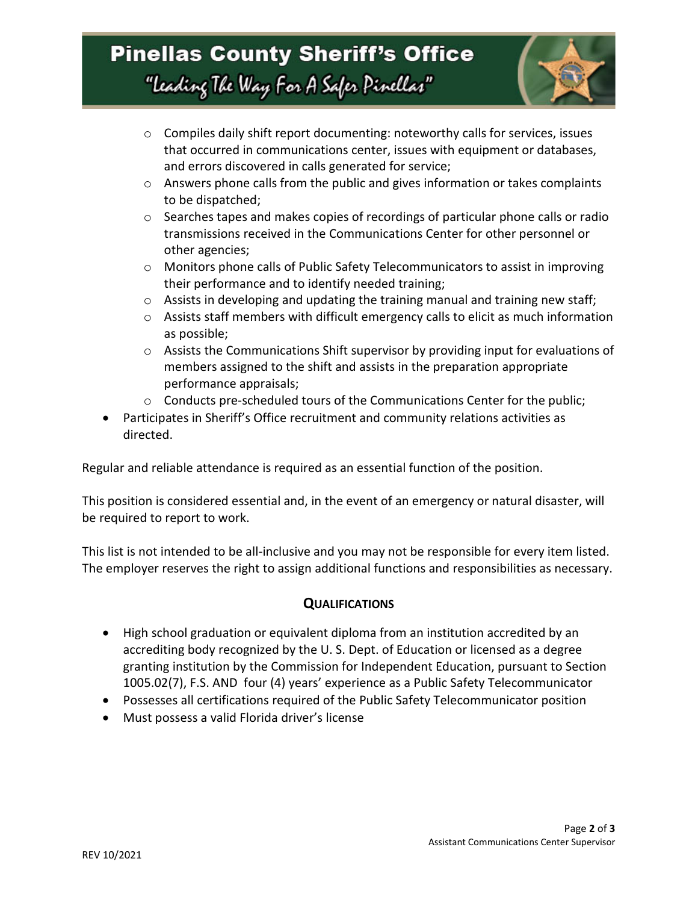- Compiles daily shift report documenting: noteworthy calls for services, issues that occurred in communications center, issues with equipment or databases, and errors discovered in calls generated for service;
  - Answers phone calls from the public and gives information or takes complaints to be dispatched;
  - Searches tapes and makes copies of recordings of particular phone calls or radio transmissions received in the Communications Center for other personnel or other agencies;
  - Monitors phone calls of Public Safety Telecommunicators to assist in improving their performance and to identify needed training;
  - Assists in developing and updating the training manual and training new staff;
  - Assists staff members with difficult emergency calls to elicit as much information as possible;
  - Assists the Communications Shift supervisor by providing input for evaluations of members assigned to the shift and assists in the preparation appropriate performance appraisals;
  - Conducts pre-scheduled tours of the Communications Center for the public;
- Participates in Sheriff's Office recruitment and community relations activities as directed.

Regular and reliable attendance is required as an essential function of the position.

This position is considered essential and, in the event of an emergency or natural disaster, will be required to report to work.

This list is not intended to be all-inclusive and you may not be responsible for every item listed. The employer reserves the right to assign additional functions and responsibilities as necessary.

## Qualifications

- High school graduation or equivalent diploma from an institution accredited by an accrediting body recognized by the U. S. Dept. of Education or licensed as a degree granting institution by the Commission for Independent Education, pursuant to Section 1005.02(7), F.S. AND four (4) years' experience as a Public Safety Telecommunicator
- Possesses all certifications required of the Public Safety Telecommunicator position
- Must possess a valid Florida driver's license

REV 10/2021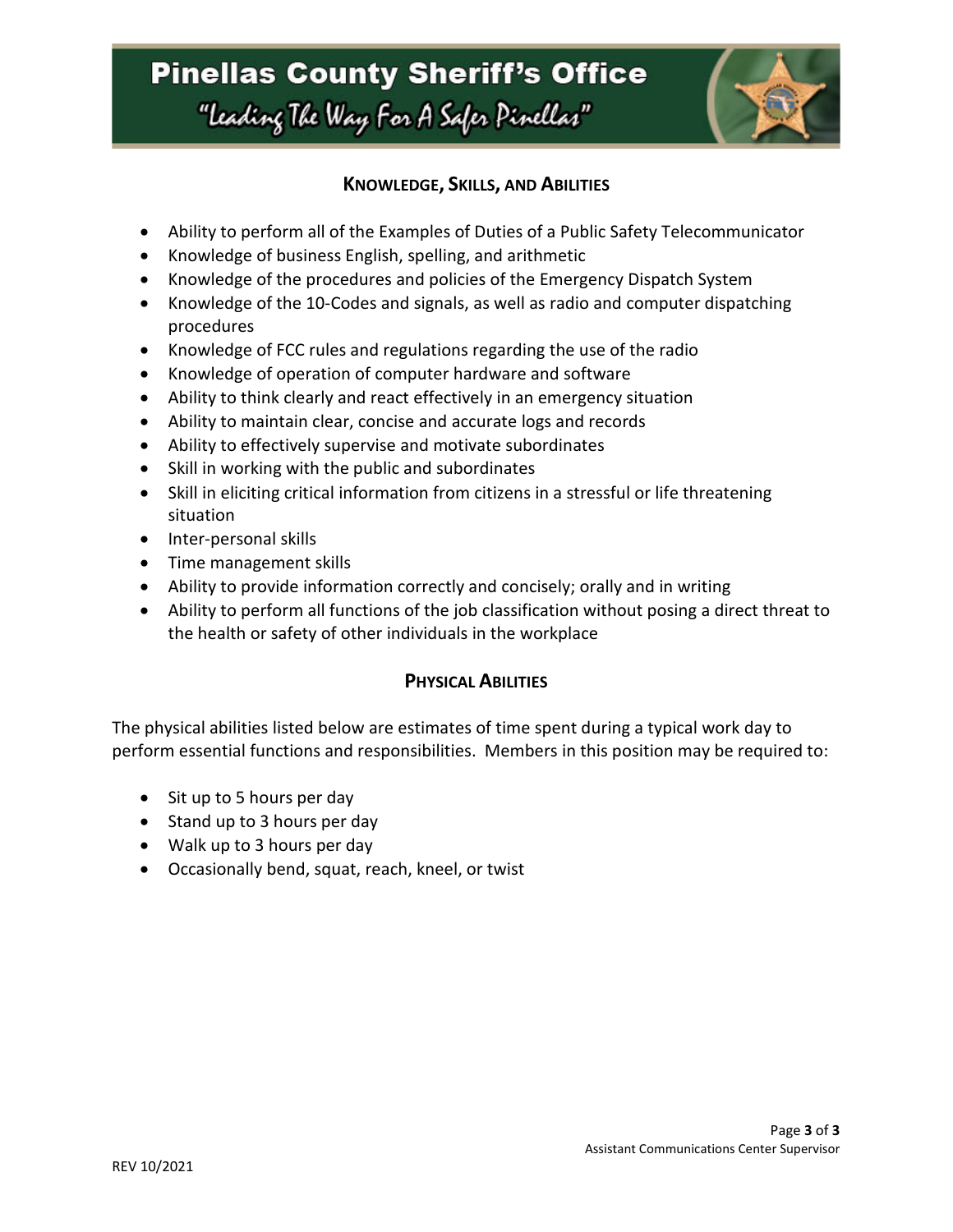## Knowledge, Skills, and Abilities

- Ability to perform all of the Examples of Duties of a Public Safety Telecommunicator
- Knowledge of business English, spelling, and arithmetic
- Knowledge of the procedures and policies of the Emergency Dispatch System
- Knowledge of the 10-Codes and signals, as well as radio and computer dispatching procedures
- Knowledge of FCC rules and regulations regarding the use of the radio
- Knowledge of operation of computer hardware and software
- Ability to think clearly and react effectively in an emergency situation
- Ability to maintain clear, concise and accurate logs and records
- Ability to effectively supervise and motivate subordinates
- Skill in working with the public and subordinates
- Skill in eliciting critical information from citizens in a stressful or life threatening situation
- Inter-personal skills
- Time management skills
- Ability to provide information correctly and concisely; orally and in writing
- Ability to perform all functions of the job classification without posing a direct threat to the health or safety of other individuals in the workplace

## Physical Abilities

The physical abilities listed below are estimates of time spent during a typical work day to perform essential functions and responsibilities. Members in this position may be required to:

- Sit up to 5 hours per day
- Stand up to 3 hours per day
- Walk up to 3 hours per day
- Occasionally bend, squat, reach, kneel, or twist